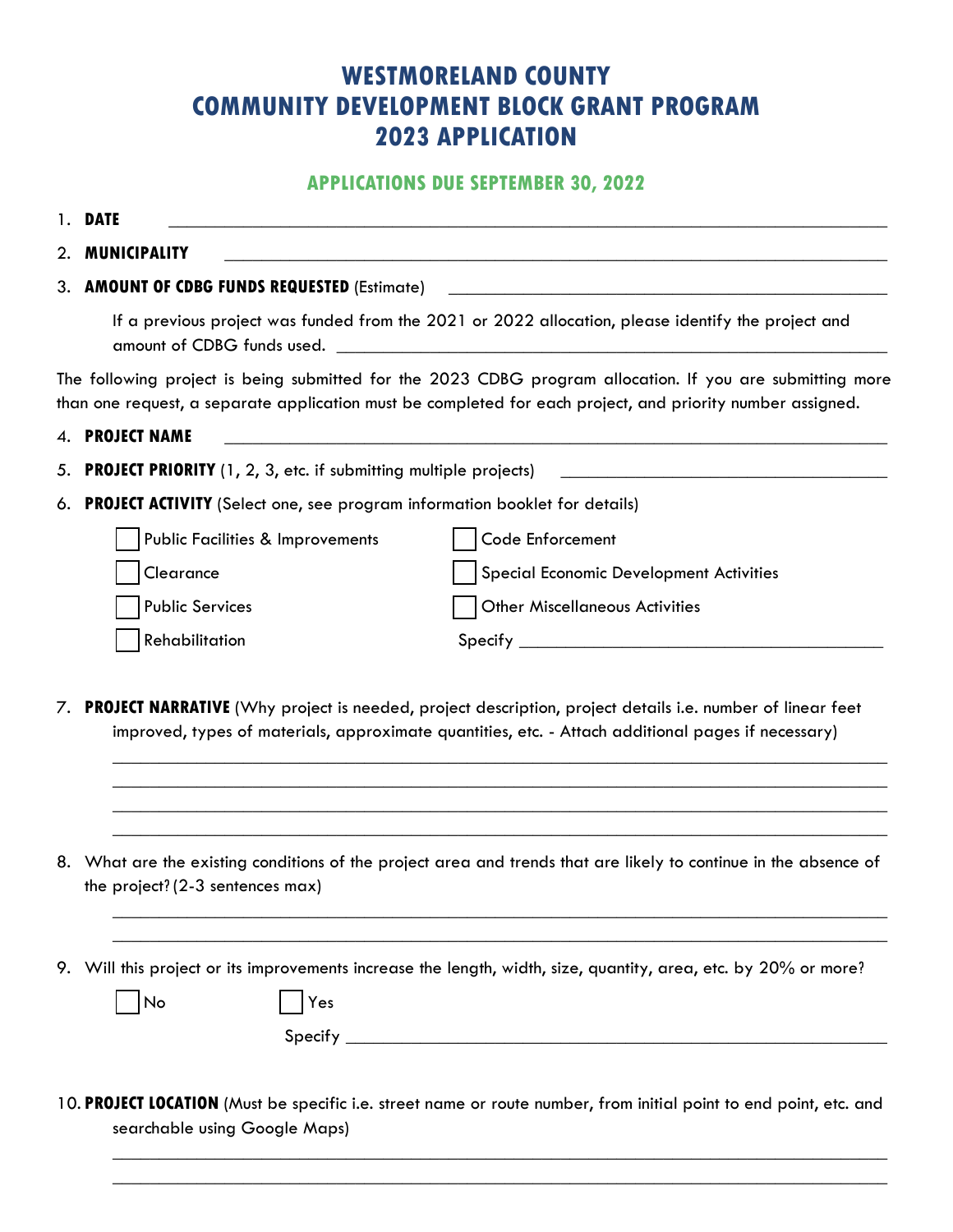# WESTMORELAND COUNTY
# COMMUNITY DEVELOPMENT BLOCK GRANT PROGRAM
# 2023 APPLICATION

## APPLICATIONS DUE SEPTEMBER 30, 2022

1. **DATE** ______________________________________________

2. **MUNICIPALITY** ______________________________________________

3. **AMOUNT OF CDBG FUNDS REQUESTED** (Estimate) ______________________________

   If a previous project was funded from the 2021 or 2022 allocation, please identify the project and amount of CDBG funds used. ______________________________

The following project is being submitted for the 2023 CDBG program allocation. If you are submitting more than one request, a separate application must be completed for each project, and priority number assigned.

4. **PROJECT NAME** ______________________________________________

5. **PROJECT PRIORITY** (1, 2, 3, etc. if submitting multiple projects) ______________________

6. **PROJECT ACTIVITY** (Select one, see program information booklet for details)

   - ☐ Public Facilities & Improvements
   - ☐ Clearance
   - ☐ Public Services
   - ☐ Rehabilitation
   - ☐ Code Enforcement
   - ☐ Special Economic Development Activities
   - ☐ Other Miscellaneous Activities

   Specify ______________________________

7. **PROJECT NARRATIVE** (Why project is needed, project description, project details i.e. number of linear feet improved, types of materials, approximate quantities, etc. - Attach additional pages if necessary)

   ______________________________________________
   ______________________________________________
   ______________________________________________
   ______________________________________________

8. What are the existing conditions of the project area and trends that are likely to continue in the absence of the project? (2-3 sentences max)

   ______________________________________________
   ______________________________________________

9. Will this project or its improvements increase the length, width, size, quantity, area, etc. by 20% or more?

   ☐ No ☐ Yes

   Specify ______________________________

10. **PROJECT LOCATION** (Must be specific i.e. street name or route number, from initial point to end point, etc. and searchable using Google Maps)

    ______________________________________________
    ______________________________________________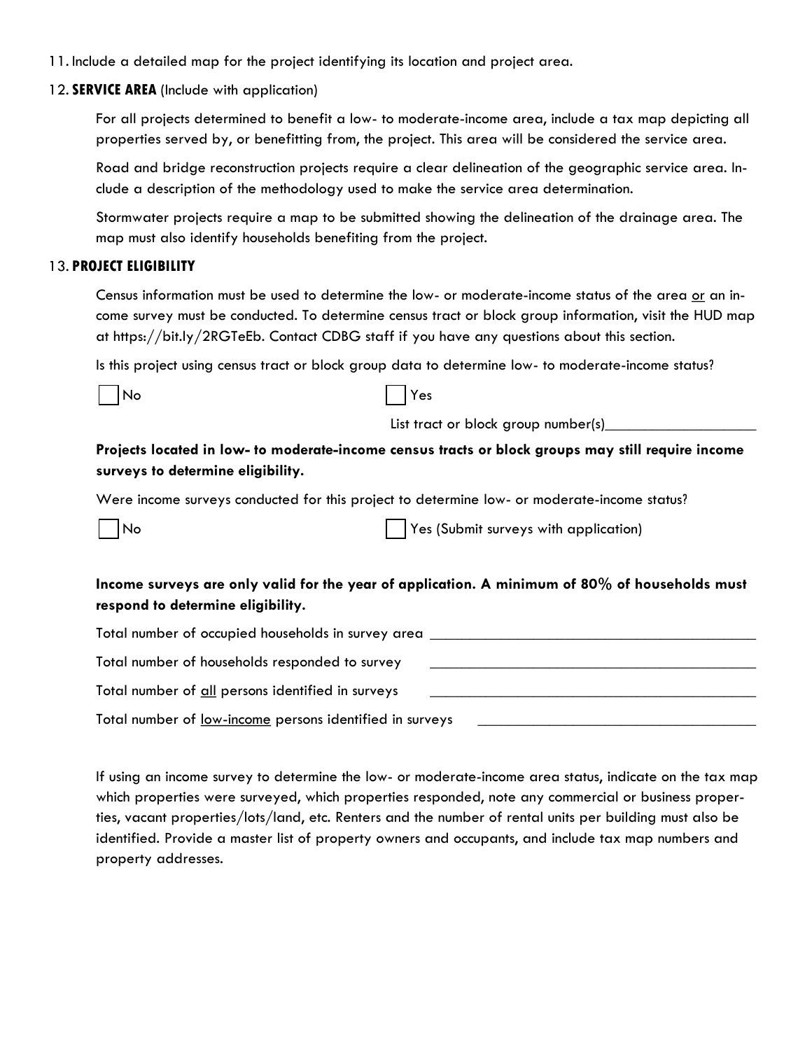11. Include a detailed map for the project identifying its location and project area.

12. **SERVICE AREA** (Include with application)

    For all projects determined to benefit a low- to moderate-income area, include a tax map depicting all properties served by, or benefitting from, the project. This area will be considered the service area.

    Road and bridge reconstruction projects require a clear delineation of the geographic service area. Include a description of the methodology used to make the service area determination.

    Stormwater projects require a map to be submitted showing the delineation of the drainage area. The map must also identify households benefiting from the project.

13. **PROJECT ELIGIBILITY**

    Census information must be used to determine the low- or moderate-income status of the area <u>or</u> an income survey must be conducted. To determine census tract or block group information, visit the HUD map at https://bit.ly/2RGTeEb. Contact CDBG staff if you have any questions about this section.

    Is this project using census tract or block group data to determine low- to moderate-income status?

    ☐ No　　　　☐ Yes

    List tract or block group number(s)____________________

    **Projects located in low- to moderate-income census tracts or block groups may still require income surveys to determine eligibility.**

    Were income surveys conducted for this project to determine low- or moderate-income status?

    ☐ No　　　　☐ Yes (Submit surveys with application)

    **Income surveys are only valid for the year of application. A minimum of 80% of households must respond to determine eligibility.**

    Total number of occupied households in survey area ____________________

    Total number of households responded to survey ____________________

    Total number of <u>all</u> persons identified in surveys ____________________

    Total number of <u>low-income</u> persons identified in surveys ____________________

    If using an income survey to determine the low- or moderate-income area status, indicate on the tax map which properties were surveyed, which properties responded, note any commercial or business properties, vacant properties/lots/land, etc. Renters and the number of rental units per building must also be identified. Provide a master list of property owners and occupants, and include tax map numbers and property addresses.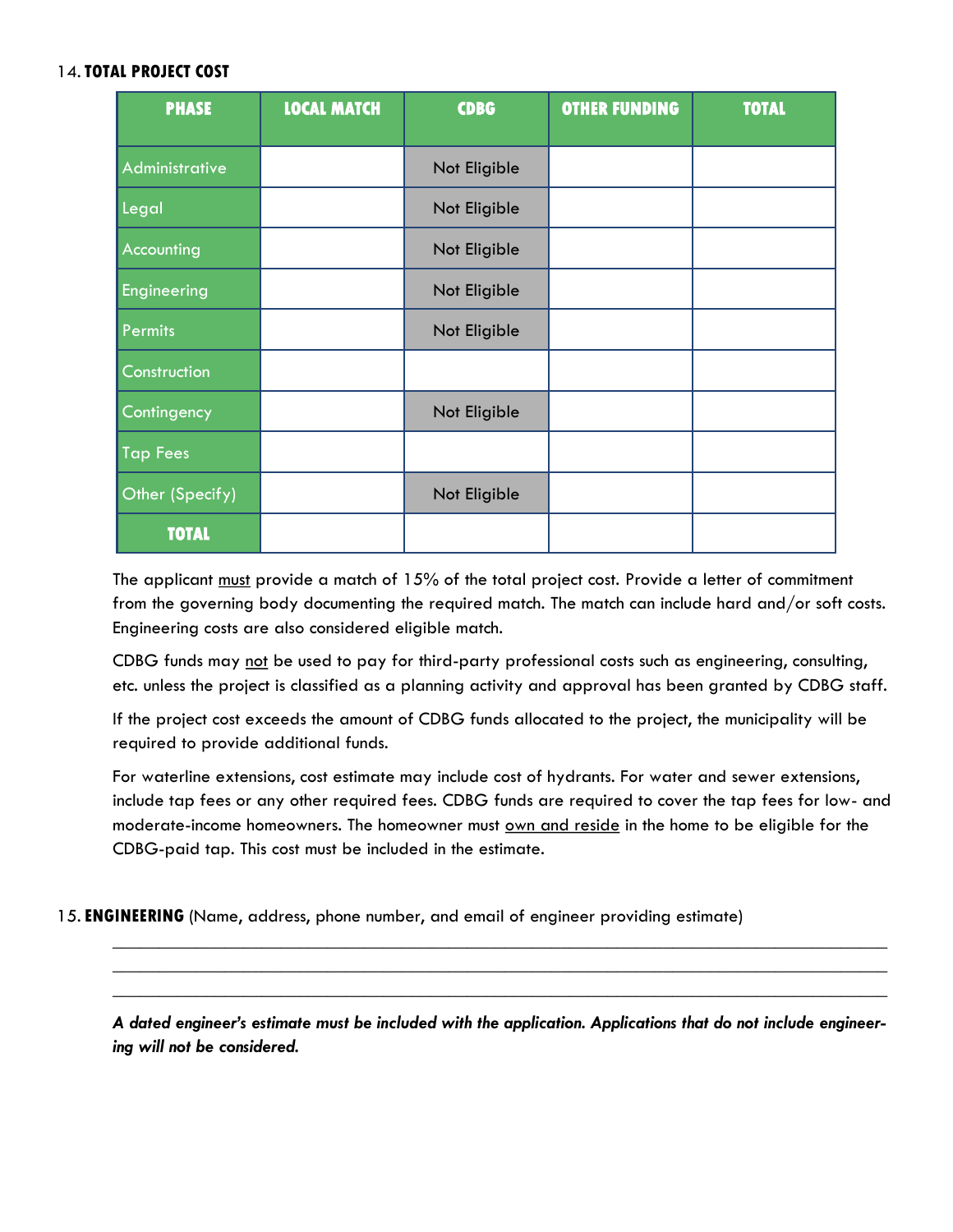14. **TOTAL PROJECT COST**

| PHASE | LOCAL MATCH | CDBG | OTHER FUNDING | TOTAL |
|---|---|---|---|---|
| Administrative | | Not Eligible | | |
| Legal | | Not Eligible | | |
| Accounting | | Not Eligible | | |
| Engineering | | Not Eligible | | |
| Permits | | Not Eligible | | |
| Construction | | | | |
| Contingency | | Not Eligible | | |
| Tap Fees | | | | |
| Other (Specify) | | Not Eligible | | |
| **TOTAL** | | | | |

The applicant must provide a match of 15% of the total project cost. Provide a letter of commitment from the governing body documenting the required match. The match can include hard and/or soft costs. Engineering costs are also considered eligible match.

CDBG funds may not be used to pay for third-party professional costs such as engineering, consulting, etc. unless the project is classified as a planning activity and approval has been granted by CDBG staff.

If the project cost exceeds the amount of CDBG funds allocated to the project, the municipality will be required to provide additional funds.

For waterline extensions, cost estimate may include cost of hydrants. For water and sewer extensions, include tap fees or any other required fees. CDBG funds are required to cover the tap fees for low- and moderate-income homeowners. The homeowner must own and reside in the home to be eligible for the CDBG-paid tap. This cost must be included in the estimate.

15. **ENGINEERING** (Name, address, phone number, and email of engineer providing estimate)

\_\_\_\_\_\_\_\_\_\_\_\_\_\_\_\_\_\_\_\_\_\_\_\_\_\_\_\_\_\_\_\_\_\_\_\_\_\_\_\_\_\_\_\_\_\_\_\_\_\_\_\_\_\_\_\_\_\_\_\_\_\_\_\_\_\_\_\_\_\_\_\_\_\_\_\_

\_\_\_\_\_\_\_\_\_\_\_\_\_\_\_\_\_\_\_\_\_\_\_\_\_\_\_\_\_\_\_\_\_\_\_\_\_\_\_\_\_\_\_\_\_\_\_\_\_\_\_\_\_\_\_\_\_\_\_\_\_\_\_\_\_\_\_\_\_\_\_\_\_\_\_\_

\_\_\_\_\_\_\_\_\_\_\_\_\_\_\_\_\_\_\_\_\_\_\_\_\_\_\_\_\_\_\_\_\_\_\_\_\_\_\_\_\_\_\_\_\_\_\_\_\_\_\_\_\_\_\_\_\_\_\_\_\_\_\_\_\_\_\_\_\_\_\_\_\_\_\_\_

***A dated engineer's estimate must be included with the application. Applications that do not include engineering will not be considered.***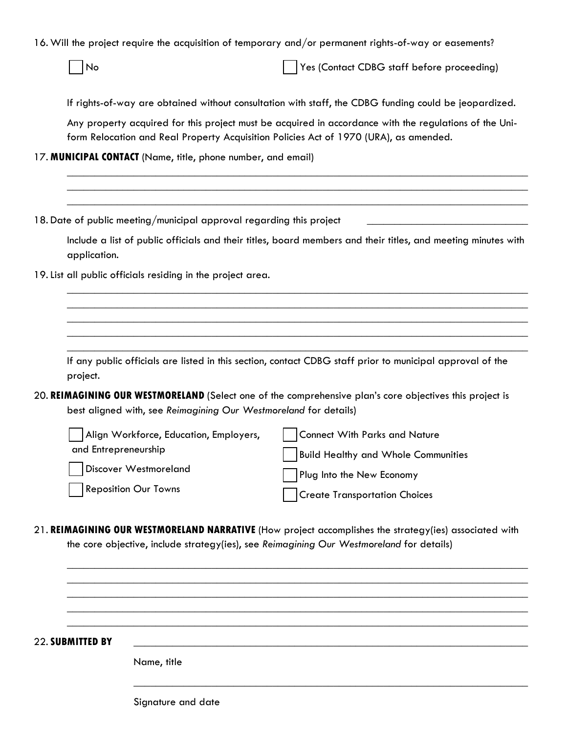16. Will the project require the acquisition of temporary and/or permanent rights-of-way or easements?

☐ No ☐ Yes (Contact CDBG staff before proceeding)

If rights-of-way are obtained without consultation with staff, the CDBG funding could be jeopardized.

Any property acquired for this project must be acquired in accordance with the regulations of the Uniform Relocation and Real Property Acquisition Policies Act of 1970 (URA), as amended.

17. **MUNICIPAL CONTACT** (Name, title, phone number, and email)

______________________________________________________________________________
______________________________________________________________________________
______________________________________________________________________________

18. Date of public meeting/municipal approval regarding this project ____________________________

Include a list of public officials and their titles, board members and their titles, and meeting minutes with application.

19. List all public officials residing in the project area.

______________________________________________________________________________
______________________________________________________________________________
______________________________________________________________________________
______________________________________________________________________________
______________________________________________________________________________

If any public officials are listed in this section, contact CDBG staff prior to municipal approval of the project.

20. **REIMAGINING OUR WESTMORELAND** (Select one of the comprehensive plan's core objectives this project is best aligned with, see *Reimagining Our Westmoreland* for details)

☐ Align Workforce, Education, Employers, and Entrepreneurship

☐ Discover Westmoreland

☐ Reposition Our Towns

☐ Connect With Parks and Nature

☐ Build Healthy and Whole Communities

☐ Plug Into the New Economy

☐ Create Transportation Choices

21. **REIMAGINING OUR WESTMORELAND NARRATIVE** (How project accomplishes the strategy(ies) associated with the core objective, include strategy(ies), see *Reimagining Our Westmoreland* for details)

______________________________________________________________________________
______________________________________________________________________________
______________________________________________________________________________
______________________________________________________________________________
______________________________________________________________________________

22. **SUBMITTED BY** ______________________________________________________________

Name, title

______________________________________________________________

Signature and date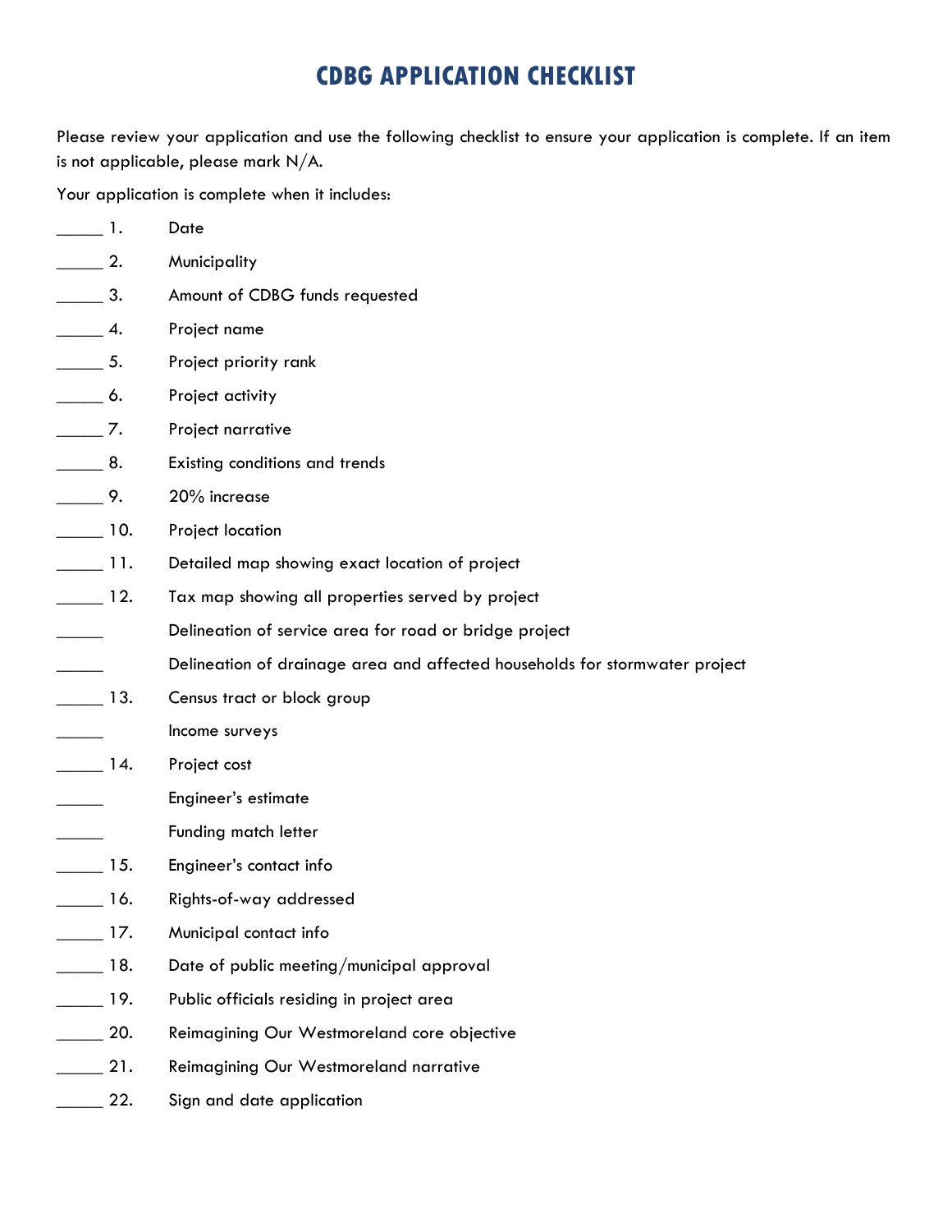# CDBG APPLICATION CHECKLIST

Please review your application and use the following checklist to ensure your application is complete. If an item is not applicable, please mark N/A.

Your application is complete when it includes:

_____ 1. Date

_____ 2. Municipality

_____ 3. Amount of CDBG funds requested

_____ 4. Project name

_____ 5. Project priority rank

_____ 6. Project activity

_____ 7. Project narrative

_____ 8. Existing conditions and trends

_____ 9. 20% increase

_____ 10. Project location

_____ 11. Detailed map showing exact location of project

_____ 12. Tax map showing all properties served by project

_____ Delineation of service area for road or bridge project

_____ Delineation of drainage area and affected households for stormwater project

_____ 13. Census tract or block group

_____ Income surveys

_____ 14. Project cost

_____ Engineer's estimate

_____ Funding match letter

_____ 15. Engineer's contact info

_____ 16. Rights-of-way addressed

_____ 17. Municipal contact info

_____ 18. Date of public meeting/municipal approval

_____ 19. Public officials residing in project area

_____ 20. Reimagining Our Westmoreland core objective

_____ 21. Reimagining Our Westmoreland narrative

_____ 22. Sign and date application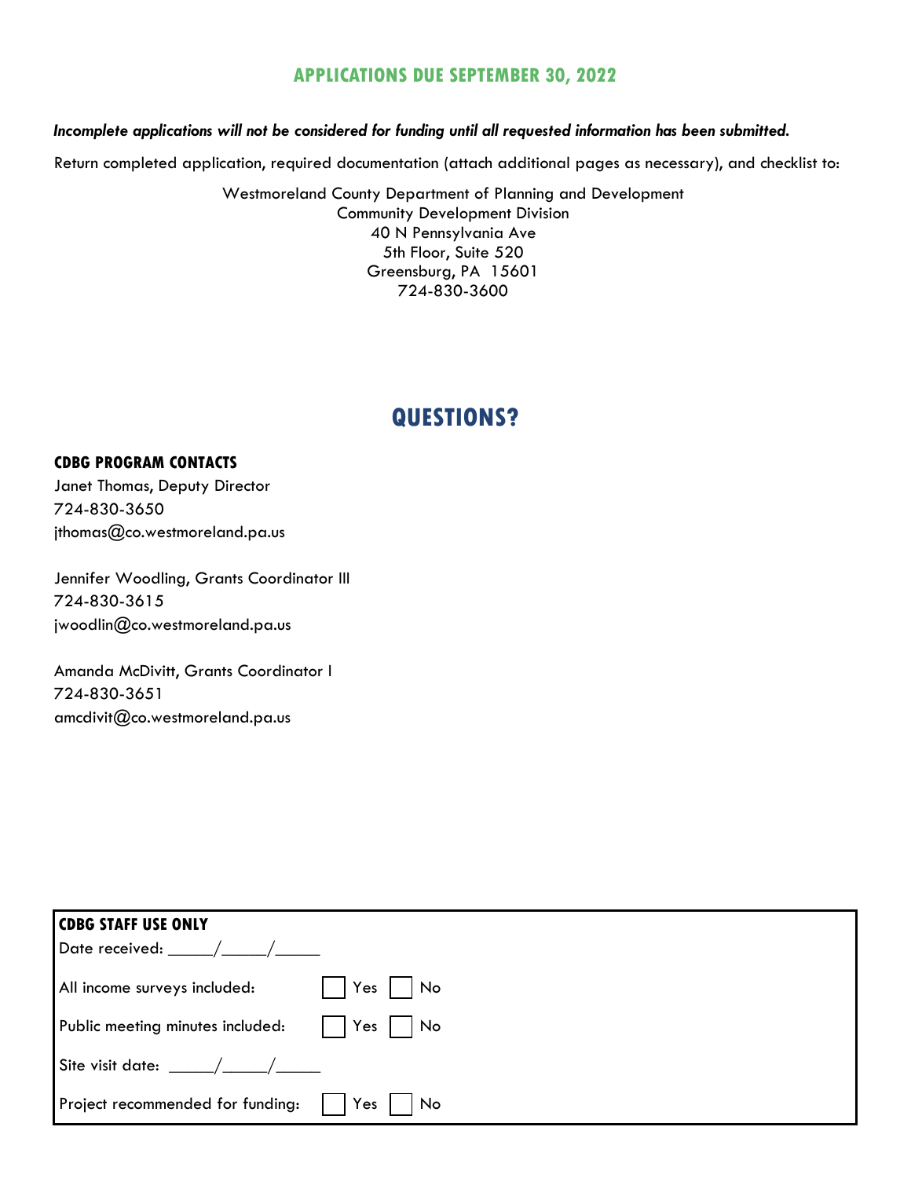## APPLICATIONS DUE SEPTEMBER 30, 2022

***Incomplete applications will not be considered for funding until all requested information has been submitted.***

Return completed application, required documentation (attach additional pages as necessary), and checklist to:

Westmoreland County Department of Planning and Development
Community Development Division
40 N Pennsylvania Ave
5th Floor, Suite 520
Greensburg, PA 15601
724-830-3600

# QUESTIONS?

**CDBG PROGRAM CONTACTS**

Janet Thomas, Deputy Director
724-830-3650
jthomas@co.westmoreland.pa.us

Jennifer Woodling, Grants Coordinator III
724-830-3615
jwoodlin@co.westmoreland.pa.us

Amanda McDivitt, Grants Coordinator I
724-830-3651
amcdivit@co.westmoreland.pa.us

**CDBG STAFF USE ONLY**

Date received: _____/_____/_____

All income surveys included: ☐ Yes ☐ No

Public meeting minutes included: ☐ Yes ☐ No

Site visit date: _____/_____/_____

Project recommended for funding: ☐ Yes ☐ No